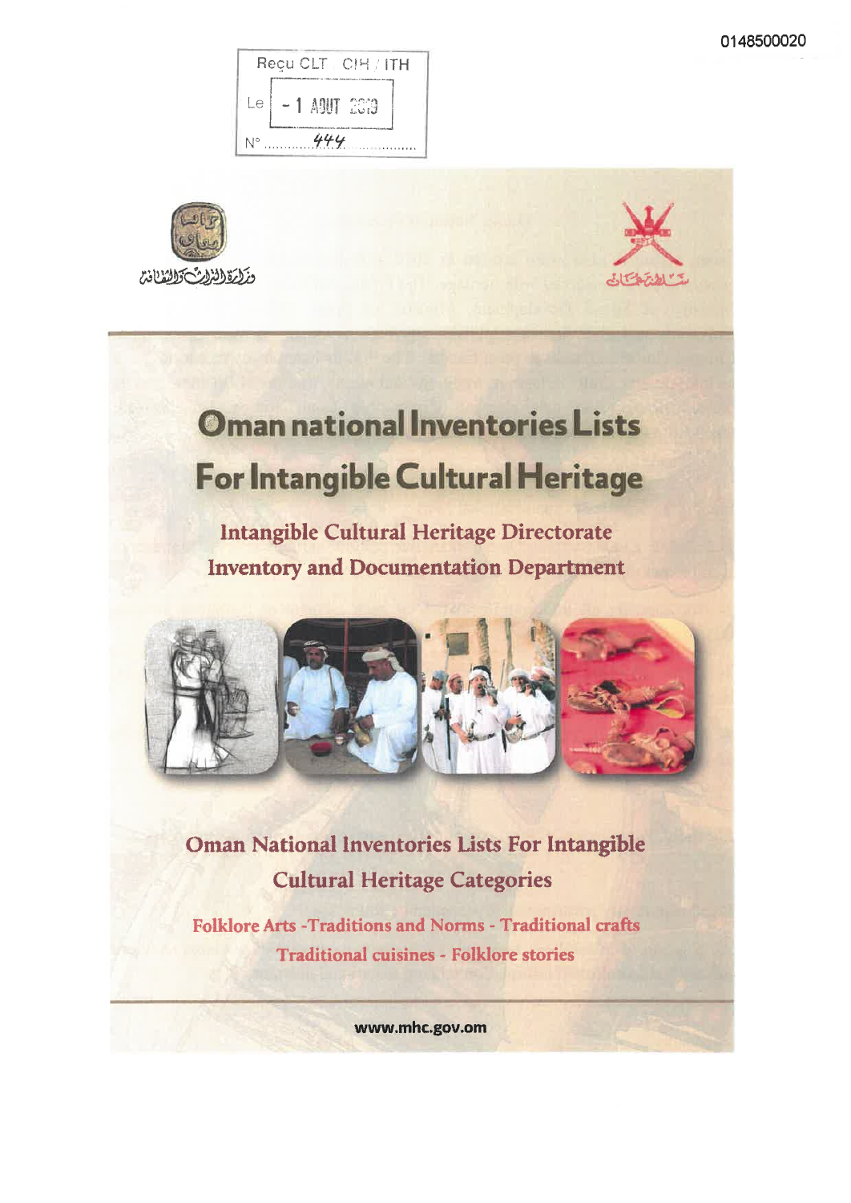0148500020

Reçu CLT CIH / ITH

Le - 1 AOUT 2019

N° 444

وزارة التراث والثقافة

سلطنة عمان

# Oman national Inventories Lists For Intangible Cultural Heritage

## Intangible Cultural Heritage Directorate
## Inventory and Documentation Department

## Oman National Inventories Lists For Intangible Cultural Heritage Categories

Folklore Arts -Traditions and Norms - Traditional crafts
Traditional cuisines - Folklore stories

www.mhc.gov.om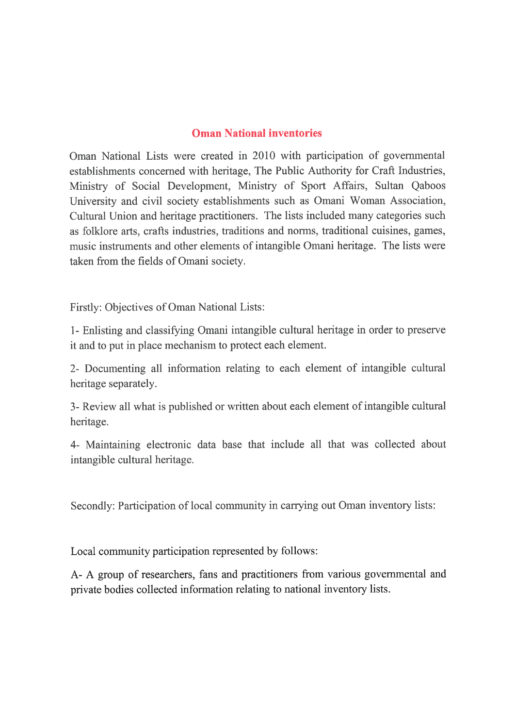## Oman National inventories

Oman National Lists were created in 2010 with participation of governmental establishments concerned with heritage, The Public Authority for Craft Industries, Ministry of Social Development, Ministry of Sport Affairs, Sultan Qaboos University and civil society establishments such as Omani Woman Association, Cultural Union and heritage practitioners. The lists included many categories such as folklore arts, crafts industries, traditions and norms, traditional cuisines, games, music instruments and other elements of intangible Omani heritage. The lists were taken from the fields of Omani society.

Firstly: Objectives of Oman National Lists:

1- Enlisting and classifying Omani intangible cultural heritage in order to preserve it and to put in place mechanism to protect each element.

2- Documenting all information relating to each element of intangible cultural heritage separately.

3- Review all what is published or written about each element of intangible cultural heritage.

4- Maintaining electronic data base that include all that was collected about intangible cultural heritage.

Secondly: Participation of local community in carrying out Oman inventory lists:

Local community participation represented by follows:

A- A group of researchers, fans and practitioners from various governmental and private bodies collected information relating to national inventory lists.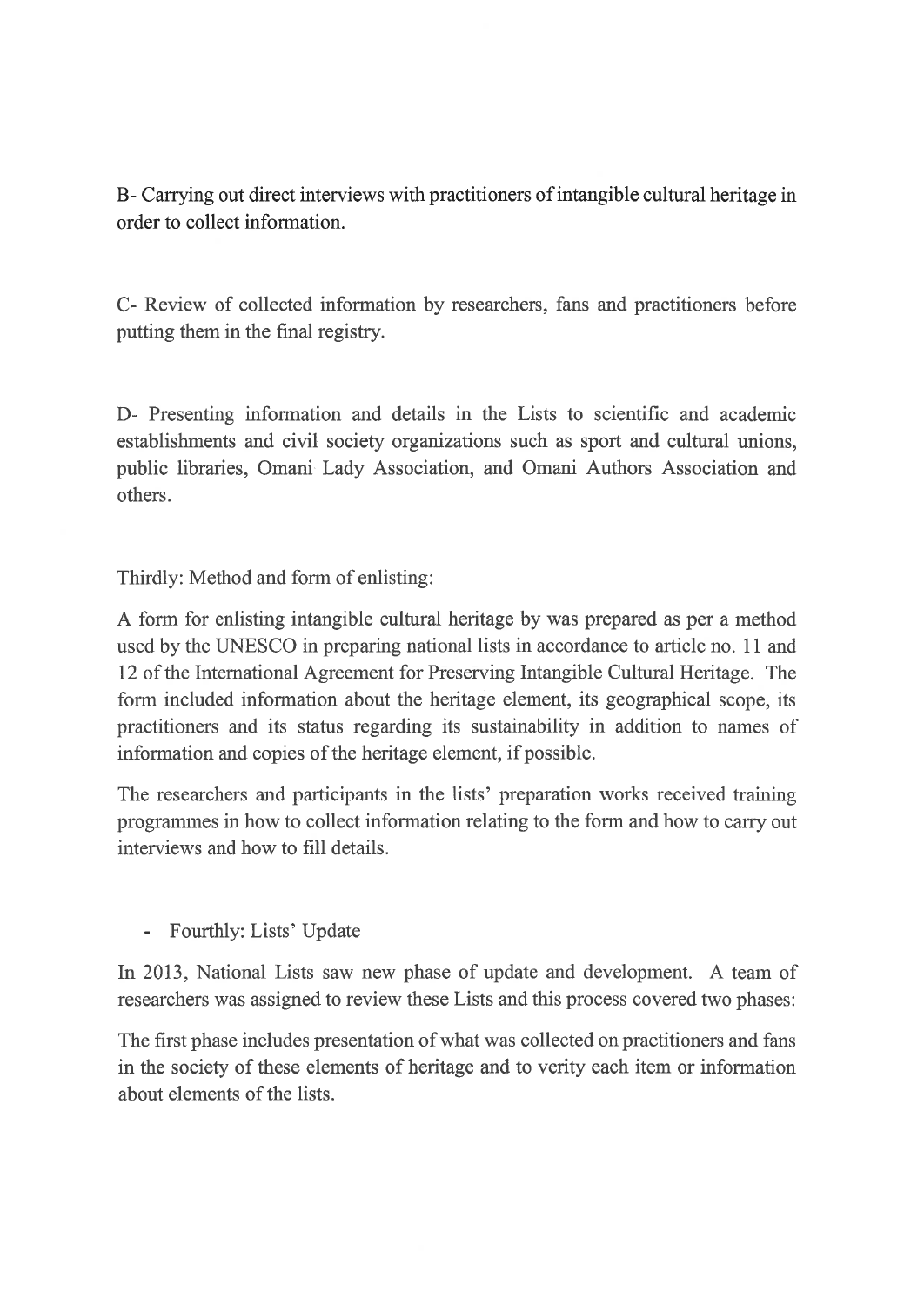B- Carrying out direct interviews with practitioners of intangible cultural heritage in order to collect information.

C- Review of collected information by researchers, fans and practitioners before putting them in the final registry.

D- Presenting information and details in the Lists to scientific and academic establishments and civil society organizations such as sport and cultural unions, public libraries, Omani Lady Association, and Omani Authors Association and others.

Thirdly: Method and form of enlisting:

A form for enlisting intangible cultural heritage by was prepared as per a method used by the UNESCO in preparing national lists in accordance to article no. 11 and 12 of the International Agreement for Preserving Intangible Cultural Heritage. The form included information about the heritage element, its geographical scope, its practitioners and its status regarding its sustainability in addition to names of information and copies of the heritage element, if possible.

The researchers and participants in the lists' preparation works received training programmes in how to collect information relating to the form and how to carry out interviews and how to fill details.

- Fourthly: Lists' Update

In 2013, National Lists saw new phase of update and development. A team of researchers was assigned to review these Lists and this process covered two phases:

The first phase includes presentation of what was collected on practitioners and fans in the society of these elements of heritage and to verity each item or information about elements of the lists.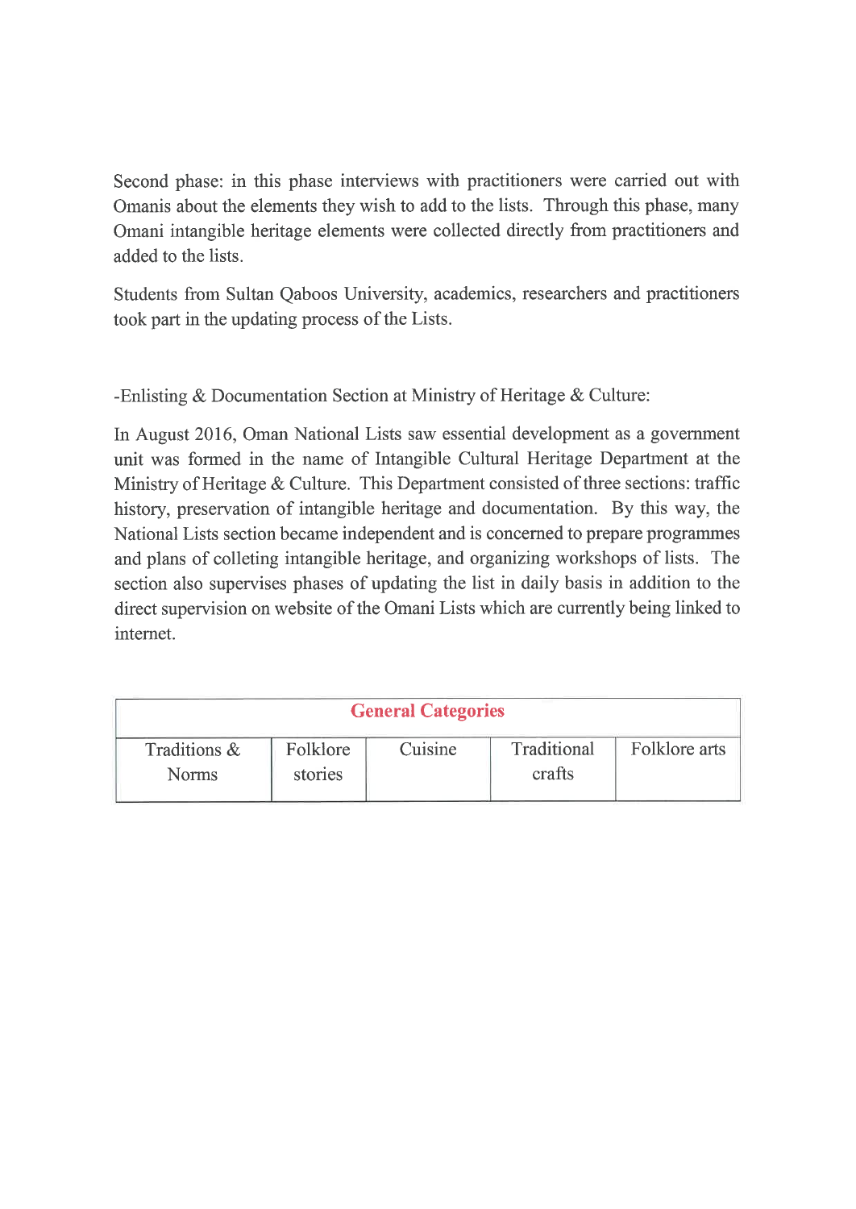Second phase: in this phase interviews with practitioners were carried out with Omanis about the elements they wish to add to the lists. Through this phase, many Omani intangible heritage elements were collected directly from practitioners and added to the lists.

Students from Sultan Qaboos University, academics, researchers and practitioners took part in the updating process of the Lists.

-Enlisting & Documentation Section at Ministry of Heritage & Culture:

In August 2016, Oman National Lists saw essential development as a government unit was formed in the name of Intangible Cultural Heritage Department at the Ministry of Heritage & Culture. This Department consisted of three sections: traffic history, preservation of intangible heritage and documentation. By this way, the National Lists section became independent and is concerned to prepare programmes and plans of colleting intangible heritage, and organizing workshops of lists. The section also supervises phases of updating the list in daily basis in addition to the direct supervision on website of the Omani Lists which are currently being linked to internet.

| **General Categories** | | | | |
|---|---|---|---|---|
| Traditions & Norms | Folklore stories | Cuisine | Traditional crafts | Folklore arts |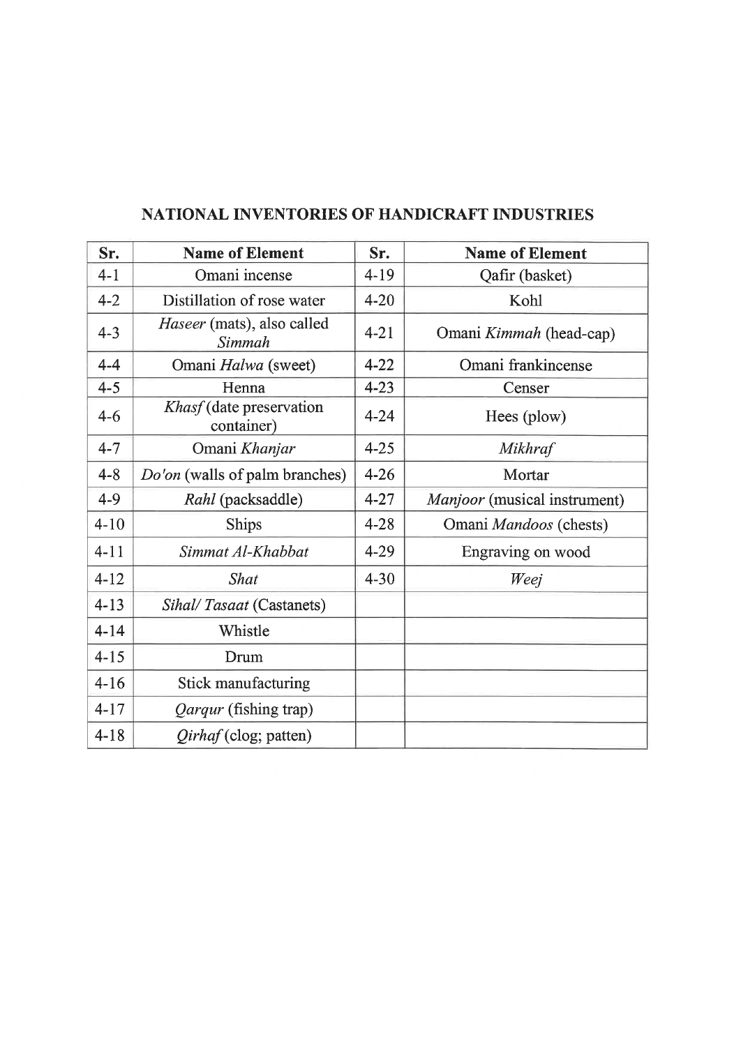## NATIONAL INVENTORIES OF HANDICRAFT INDUSTRIES

| Sr. | Name of Element | Sr. | Name of Element |
|---|---|---|---|
| 4-1 | Omani incense | 4-19 | Qafir (basket) |
| 4-2 | Distillation of rose water | 4-20 | Kohl |
| 4-3 | *Haseer* (mats), also called *Simmah* | 4-21 | Omani *Kimmah* (head-cap) |
| 4-4 | Omani *Halwa* (sweet) | 4-22 | Omani frankincense |
| 4-5 | Henna | 4-23 | Censer |
| 4-6 | *Khasf* (date preservation container) | 4-24 | Hees (plow) |
| 4-7 | Omani *Khanjar* | 4-25 | *Mikhraf* |
| 4-8 | *Do'on* (walls of palm branches) | 4-26 | Mortar |
| 4-9 | *Rahl* (packsaddle) | 4-27 | *Manjoor* (musical instrument) |
| 4-10 | Ships | 4-28 | Omani *Mandoos* (chests) |
| 4-11 | *Simmat Al-Khabbat* | 4-29 | Engraving on wood |
| 4-12 | *Shat* | 4-30 | *Weej* |
| 4-13 | *Sihal/ Tasaat* (Castanets) | | |
| 4-14 | Whistle | | |
| 4-15 | Drum | | |
| 4-16 | Stick manufacturing | | |
| 4-17 | *Qarqur* (fishing trap) | | |
| 4-18 | *Qirhaf* (clog; patten) | | |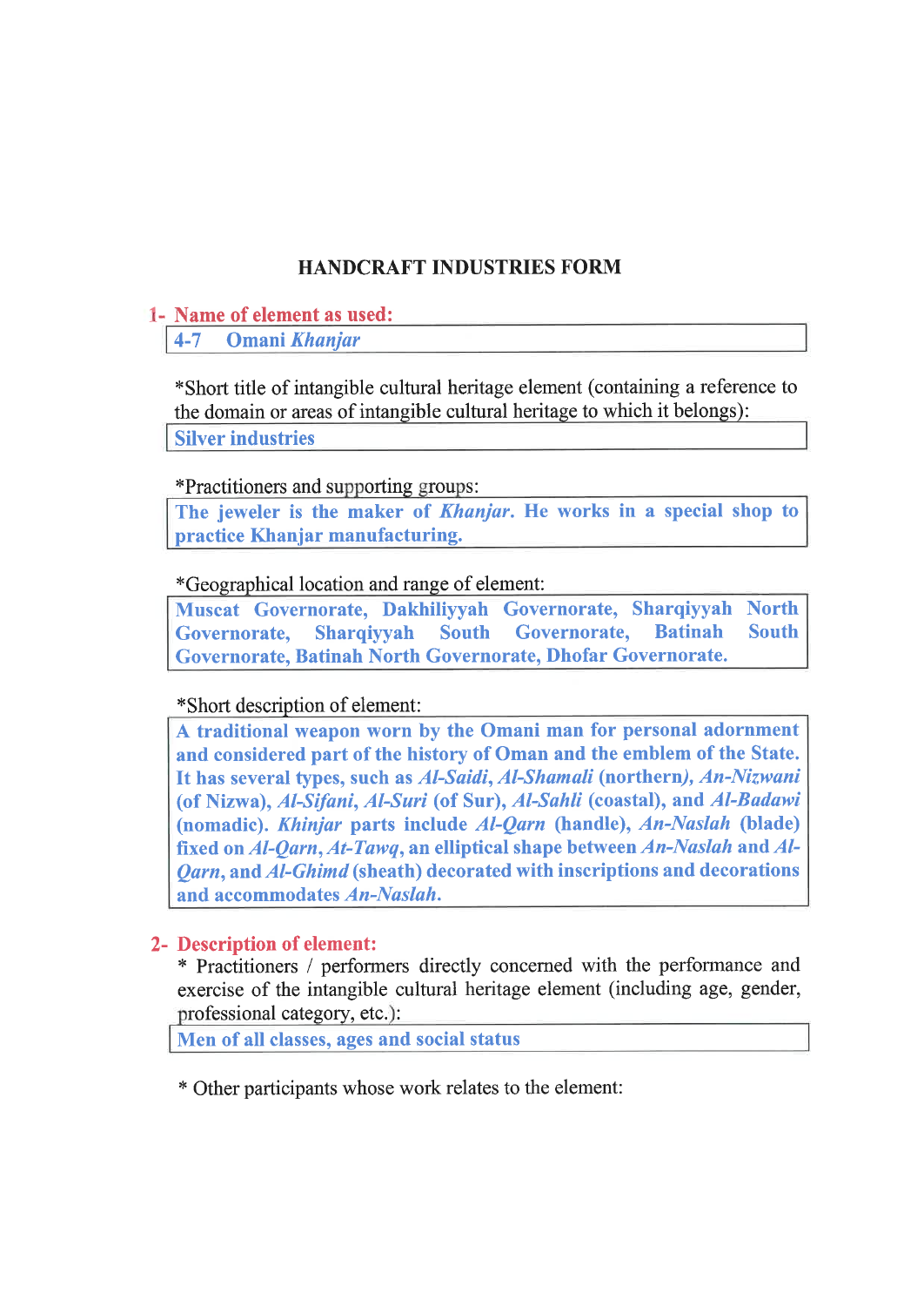## HANDCRAFT INDUSTRIES FORM

**1- Name of element as used:**

**4-7 Omani *Khanjar***

*Short title of intangible cultural heritage element (containing a reference to the domain or areas of intangible cultural heritage to which it belongs):

**Silver industries**

*Practitioners and supporting groups:

**The jeweler is the maker of *Khanjar*. He works in a special shop to practice Khanjar manufacturing.**

*Geographical location and range of element:

**Muscat Governorate, Dakhiliyyah Governorate, Sharqiyyah North Governorate, Sharqiyyah South Governorate, Batinah South Governorate, Batinah North Governorate, Dhofar Governorate.**

*Short description of element:

**A traditional weapon worn by the Omani man for personal adornment and considered part of the history of Oman and the emblem of the State. It has several types, such as *Al-Saidi*, *Al-Shamali* (northern*)*, *An-Nizwani* (of Nizwa), *Al-Sifani*, *Al-Suri* (of Sur), *Al-Sahli* (coastal), and *Al-Badawi* (nomadic). *Khinjar* parts include *Al-Qarn* (handle), *An-Naslah* (blade) fixed on *Al-Qarn*, *At-Tawq*, an elliptical shape between *An-Naslah* and *Al-Qarn*, and *Al-Ghimd* (sheath) decorated with inscriptions and decorations and accommodates *An-Naslah*.**

**2- Description of element:**

* Practitioners / performers directly concerned with the performance and exercise of the intangible cultural heritage element (including age, gender, professional category, etc.):

**Men of all classes, ages and social status**

* Other participants whose work relates to the element: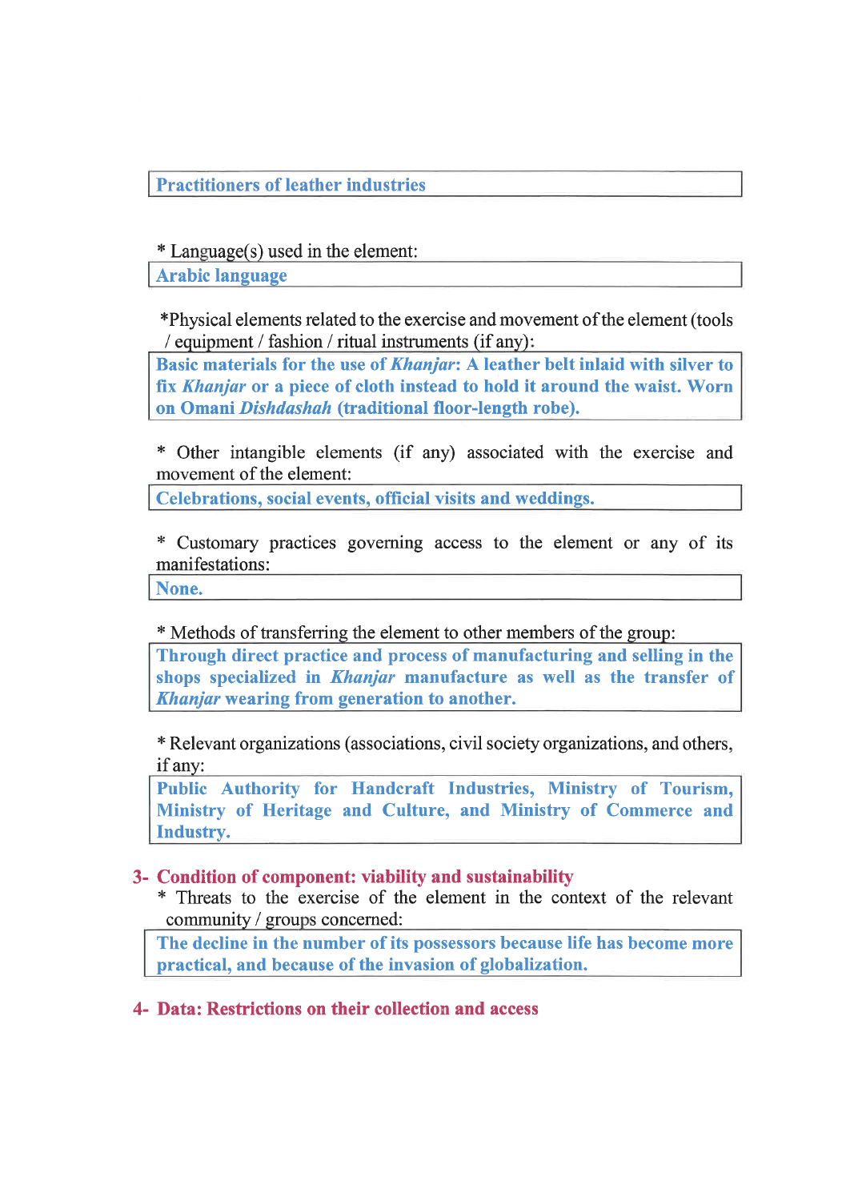**Practitioners of leather industries**

\* Language(s) used in the element:

**Arabic language**

\*Physical elements related to the exercise and movement of the element (tools / equipment / fashion / ritual instruments (if any):

**Basic materials for the use of *Khanjar*: A leather belt inlaid with silver to fix *Khanjar* or a piece of cloth instead to hold it around the waist. Worn on Omani *Dishdashah* (traditional floor-length robe).**

\* Other intangible elements (if any) associated with the exercise and movement of the element:

**Celebrations, social events, official visits and weddings.**

\* Customary practices governing access to the element or any of its manifestations:

**None.**

\* Methods of transferring the element to other members of the group:

**Through direct practice and process of manufacturing and selling in the shops specialized in *Khanjar* manufacture as well as the transfer of *Khanjar* wearing from generation to another.**

\* Relevant organizations (associations, civil society organizations, and others, if any:

**Public Authority for Handcraft Industries, Ministry of Tourism, Ministry of Heritage and Culture, and Ministry of Commerce and Industry.**

## 3- Condition of component: viability and sustainability

\* Threats to the exercise of the element in the context of the relevant community / groups concerned:

**The decline in the number of its possessors because life has become more practical, and because of the invasion of globalization.**

## 4- Data: Restrictions on their collection and access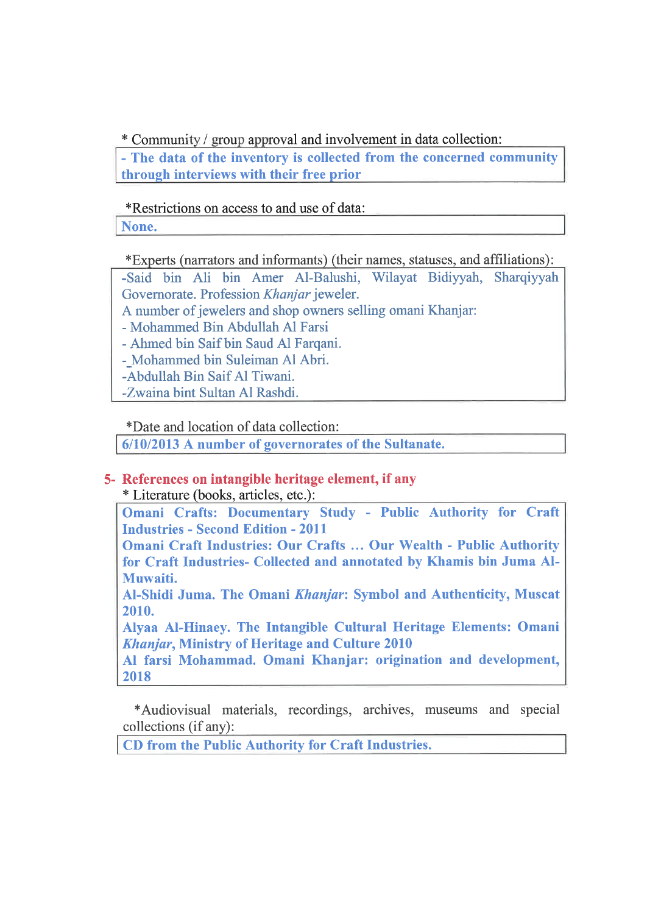\* Community / group approval and involvement in data collection:

- **The data of the inventory is collected from the concerned community through interviews with their free prior**

\*Restrictions on access to and use of data:

**None.**

\*Experts (narrators and informants) (their names, statuses, and affiliations):

-Said bin Ali bin Amer Al-Balushi, Wilayat Bidiyyah, Sharqiyyah Governorate. Profession *Khanjar* jeweler.
A number of jewelers and shop owners selling omani Khanjar:
- Mohammed Bin Abdullah Al Farsi
- Ahmed bin Saif bin Saud Al Farqani.
- Mohammed bin Suleiman Al Abri.
-Abdullah Bin Saif Al Tiwani.
-Zwaina bint Sultan Al Rashdi.

\*Date and location of data collection:

**6/10/2013 A number of governorates of the Sultanate.**

## 5- References on intangible heritage element, if any

\* Literature (books, articles, etc.):

**Omani Crafts: Documentary Study - Public Authority for Craft Industries - Second Edition - 2011**
**Omani Craft Industries: Our Crafts … Our Wealth - Public Authority for Craft Industries- Collected and annotated by Khamis bin Juma Al-Muwaiti.**
**Al-Shidi Juma. The Omani *Khanjar*: Symbol and Authenticity, Muscat 2010.**
**Alyaa Al-Hinaey. The Intangible Cultural Heritage Elements: Omani *Khanjar*, Ministry of Heritage and Culture 2010**
**Al farsi Mohammad. Omani Khanjar: origination and development, 2018**

\*Audiovisual materials, recordings, archives, museums and special collections (if any):

**CD from the Public Authority for Craft Industries.**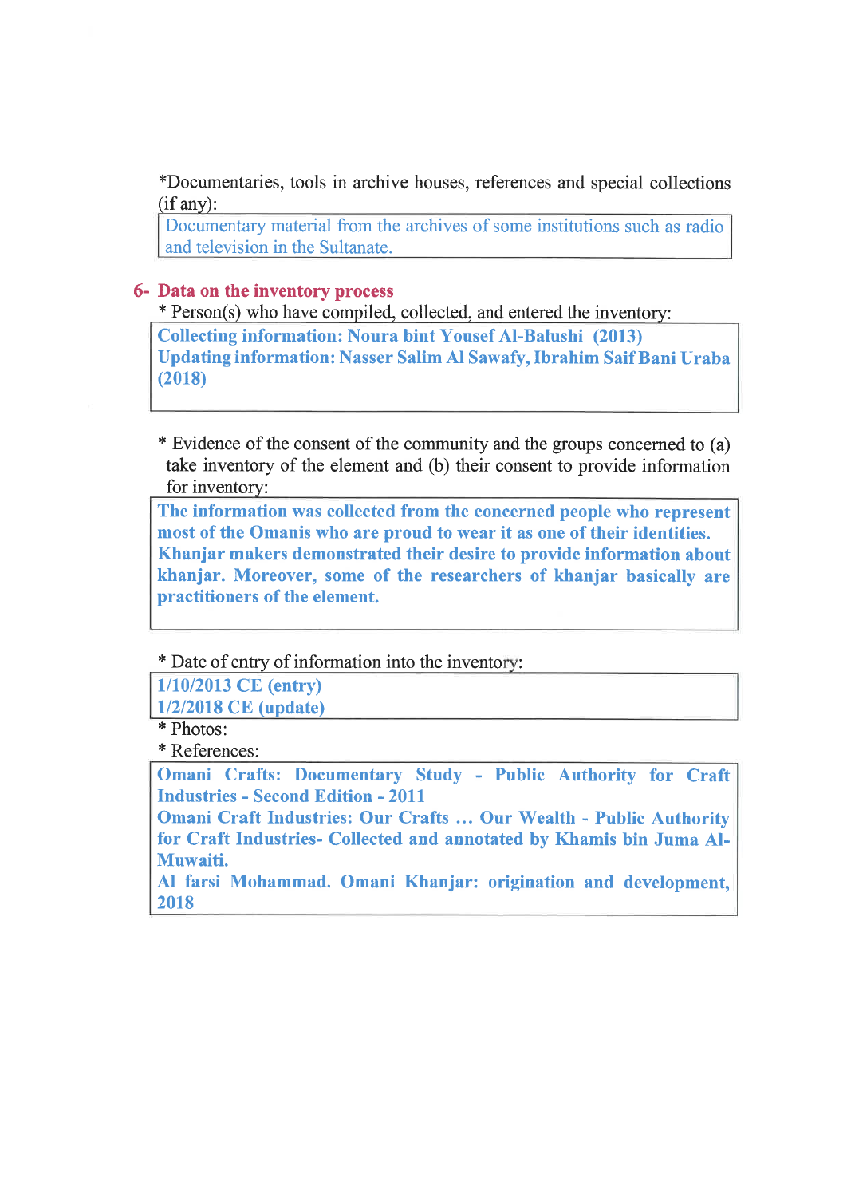*Documentaries, tools in archive houses, references and special collections (if any):

Documentary material from the archives of some institutions such as radio and television in the Sultanate.

## 6- Data on the inventory process

* Person(s) who have compiled, collected, and entered the inventory:

**Collecting information: Noura bint Yousef Al-Balushi (2013)**
**Updating information: Nasser Salim Al Sawafy, Ibrahim Saif Bani Uraba (2018)**

* Evidence of the consent of the community and the groups concerned to (a) take inventory of the element and (b) their consent to provide information for inventory:

**The information was collected from the concerned people who represent most of the Omanis who are proud to wear it as one of their identities. Khanjar makers demonstrated their desire to provide information about khanjar. Moreover, some of the researchers of khanjar basically are practitioners of the element.**

* Date of entry of information into the inventory:

**1/10/2013 CE (entry)**
**1/2/2018 CE (update)**

* Photos:

* References:

**Omani Crafts: Documentary Study - Public Authority for Craft Industries - Second Edition - 2011**
**Omani Craft Industries: Our Crafts … Our Wealth - Public Authority for Craft Industries- Collected and annotated by Khamis bin Juma Al-Muwaiti.**
**Al farsi Mohammad. Omani Khanjar: origination and development, 2018**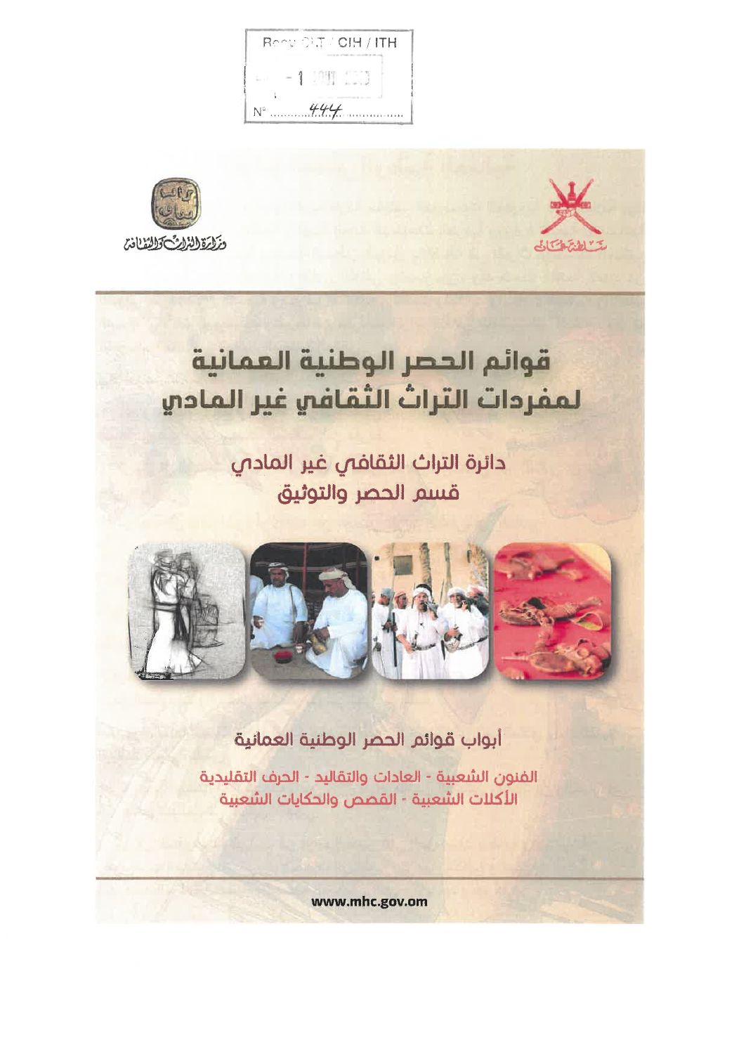Reçu CLT / CIH / ITH

- 1 JUIN 2010

N° 444

وزارة التراث والثقافة

سلطنة عُمان

# قوائم الحصر الوطنية العمانية لمفردات التراث الثقافي غير المادي

## دائرة التراث الثقافي غير المادي
## قسم الحصر والتوثيق

### أبواب قوائم الحصر الوطنية العمانية

الفنون الشعبية - العادات والتقاليد - الحرف التقليدية
الأكلات الشعبية - القصص والحكايات الشعبية

www.mhc.gov.om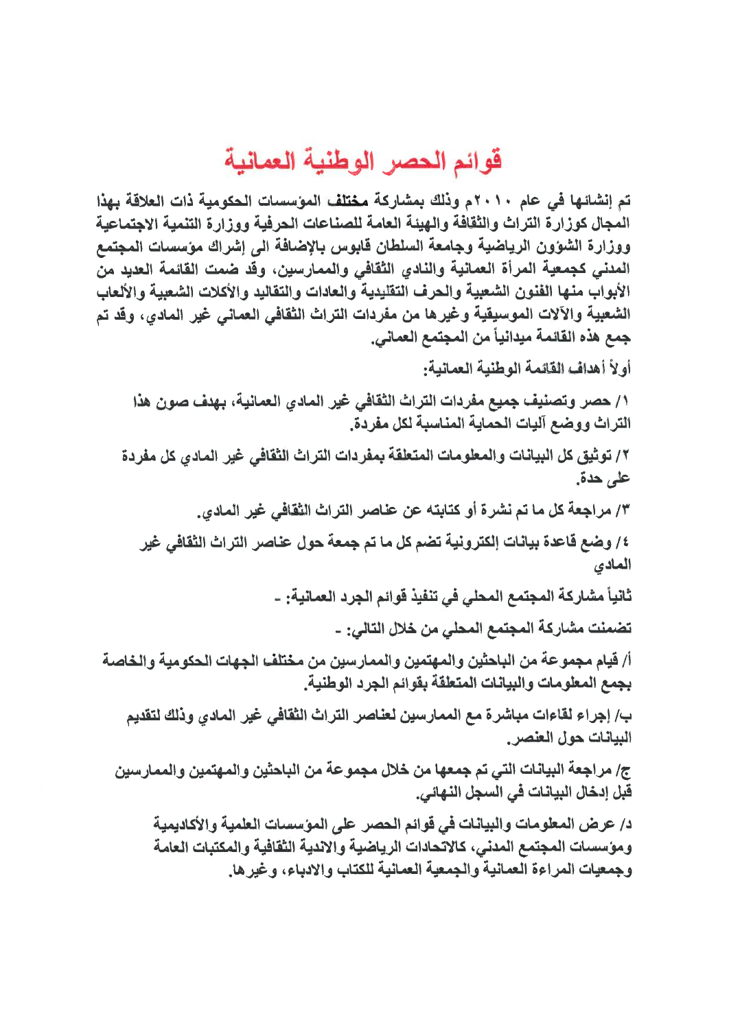# قوائم الحصر الوطنية العمانية

تم إنشائها في عام ٢٠١٠م وذلك بمشاركة **مختلف** المؤسسات الحكومية ذات العلاقة بهذا المجال كوزارة التراث والثقافة والهيئة العامة للصناعات الحرفية ووزارة التنمية الاجتماعية ووزارة الشؤون الرياضية وجامعة السلطان قابوس بالإضافة الى إشراك مؤسسات المجتمع المدني كجمعية المرأة العمانية والنادي الثقافي والممارسين، وقد ضمت القائمة العديد من الأبواب منها الفنون الشعبية والحرف التقليدية والعادات والتقاليد والأكلات الشعبية والألعاب الشعبية والآلات الموسيقية وغيرها من مفردات التراث الثقافي العماني غير المادي، وقد تم جمع هذه القائمة ميدانياً من المجتمع العماني.

أولاً أهداف القائمة الوطنية العمانية:

١/ حصر وتصنيف جميع مفردات التراث الثقافي غير المادي العمانية، بهدف صون هذا التراث ووضع آليات الحماية المناسبة لكل مفردة.

٢/ توثيق كل البيانات والمعلومات المتعلقة بمفردات التراث الثقافي غير المادي كل مفردة على حدة.

٣/ مراجعة كل ما تم نشرة أو كتابته عن عناصر التراث الثقافي غير المادي.

٤/ وضع قاعدة بيانات إلكترونية تضم كل ما تم جمعة حول عناصر التراث الثقافي غير المادي

ثانياً مشاركة المجتمع المحلي في تنفيذ قوائم الجرد العمانية: -

تضمنت مشاركة المجتمع المحلي من خلال التالي: -

أ/ قيام مجموعة من الباحثين والمهتمين والممارسين من مختلف الجهات الحكومية والخاصة بجمع المعلومات والبيانات المتعلقة بقوائم الجرد الوطنية.

ب/ إجراء لقاءات مباشرة مع الممارسين لعناصر التراث الثقافي غير المادي وذلك لتقديم البيانات حول العنصر.

ج/ مراجعة البيانات التي تم جمعها من خلال مجموعة من الباحثين والمهتمين والممارسين قبل إدخال البيانات في السجل النهائي.

د/ عرض المعلومات والبيانات في قوائم الحصر على المؤسسات العلمية والأكاديمية ومؤسسات المجتمع المدني، كالاتحادات الرياضية والاندية الثقافية والمكتبات العامة وجمعيات المراءة العمانية والجمعية العمانية للكتاب والادباء، وغيرها.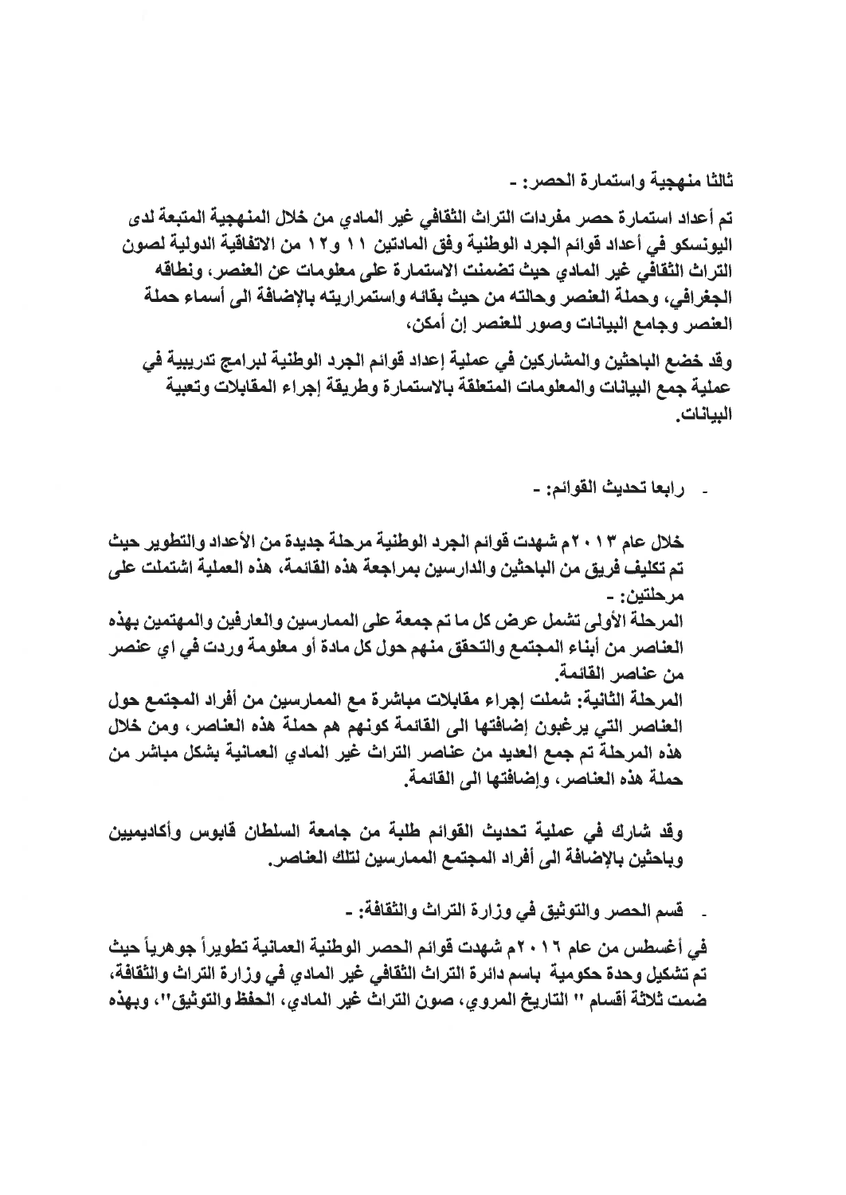**ثالثا منهجية واستمارة الحصر: -**

**تم أعداد استمارة حصر مفردات التراث الثقافي غير المادي من خلال المنهجية المتبعة لدى اليونسكو في أعداد قوائم الجرد الوطنية وفق المادتين ١١ و١٢ من الاتفاقية الدولية لصون التراث الثقافي غير المادي حيث تضمنت الاستمارة على معلومات عن العنصر، ونطاقه الجغرافي، وحملة العنصر وحالته من حيث بقائه واستمراريته بالإضافة الى أسماء حملة العنصر وجامع البيانات وصور للعنصر إن أمكن،**

**وقد خضع الباحثين والمشاركين في عملية إعداد قوائم الجرد الوطنية لبرامج تدريبية في عملية جمع البيانات والمعلومات المتعلقة بالاستمارة وطريقة إجراء المقابلات وتعبية البيانات.**

- **رابعا تحديث القوائم: -**

**خلال عام ٢٠١٣م شهدت قوائم الجرد الوطنية مرحلة جديدة من الأعداد والتطوير حيث تم تكليف فريق من الباحثين والدارسين بمراجعة هذه القائمة، هذه العملية اشتملت على مرحلتين: -**
**المرحلة الأولى تشمل عرض كل ما تم جمعة على الممارسين والعارفين والمهتمين بهذه العناصر من أبناء المجتمع والتحقق منهم حول كل مادة أو معلومة وردت في اي عنصر من عناصر القائمة.**
**المرحلة الثانية: شملت إجراء مقابلات مباشرة مع الممارسين من أفراد المجتمع حول العناصر التي يرغبون إضافتها الى القائمة كونهم هم حملة هذه العناصر، ومن خلال هذه المرحلة تم جمع العديد من عناصر التراث غير المادي العمانية بشكل مباشر من حملة هذه العناصر، وإضافتها الى القائمة.**

**وقد شارك في عملية تحديث القوائم طلبة من جامعة السلطان قابوس وأكاديميين وباحثين بالإضافة الى أفراد المجتمع الممارسين لتلك العناصر.**

- **قسم الحصر والتوثيق في وزارة التراث والثقافة: -**

**في أغسطس من عام ٢٠١٦م شهدت قوائم الحصر الوطنية العمانية تطويراً جوهرياً حيث تم تشكيل وحدة حكومية باسم دائرة التراث الثقافي غير المادي في وزارة التراث والثقافة، ضمت ثلاثة أقسام " التاريخ المروي، صون التراث غير المادي، الحفظ والتوثيق"، وبهذه**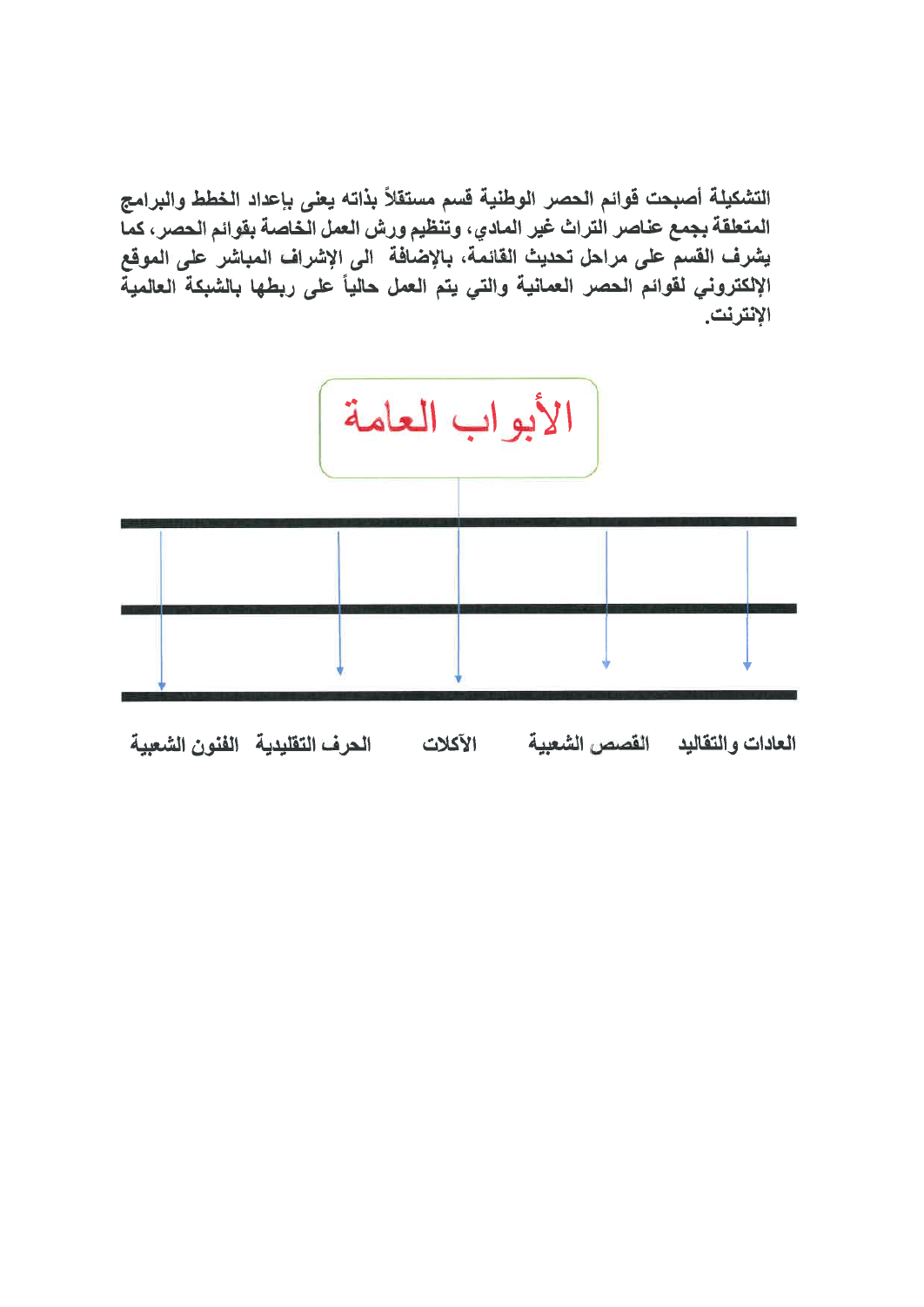التشكيلة أصبحت قوائم الحصر الوطنية قسم مستقلاً بذاته يعنى بإعداد الخطط والبرامج المتعلقة بجمع عناصر التراث غير المادي، وتنظيم ورش العمل الخاصة بقوائم الحصر، كما يشرف القسم على مراحل تحديث القائمة، بالإضافة الى الإشراف المباشر على الموقع الإلكتروني لقوائم الحصر العمانية والتي يتم العمل حالياً على ربطها بالشبكة العالمية الإنترنت.

## الأبواب العامة

- العادات والتقاليد
- القصص الشعبية
- الآكلات
- الحرف التقليدية
- الفنون الشعبية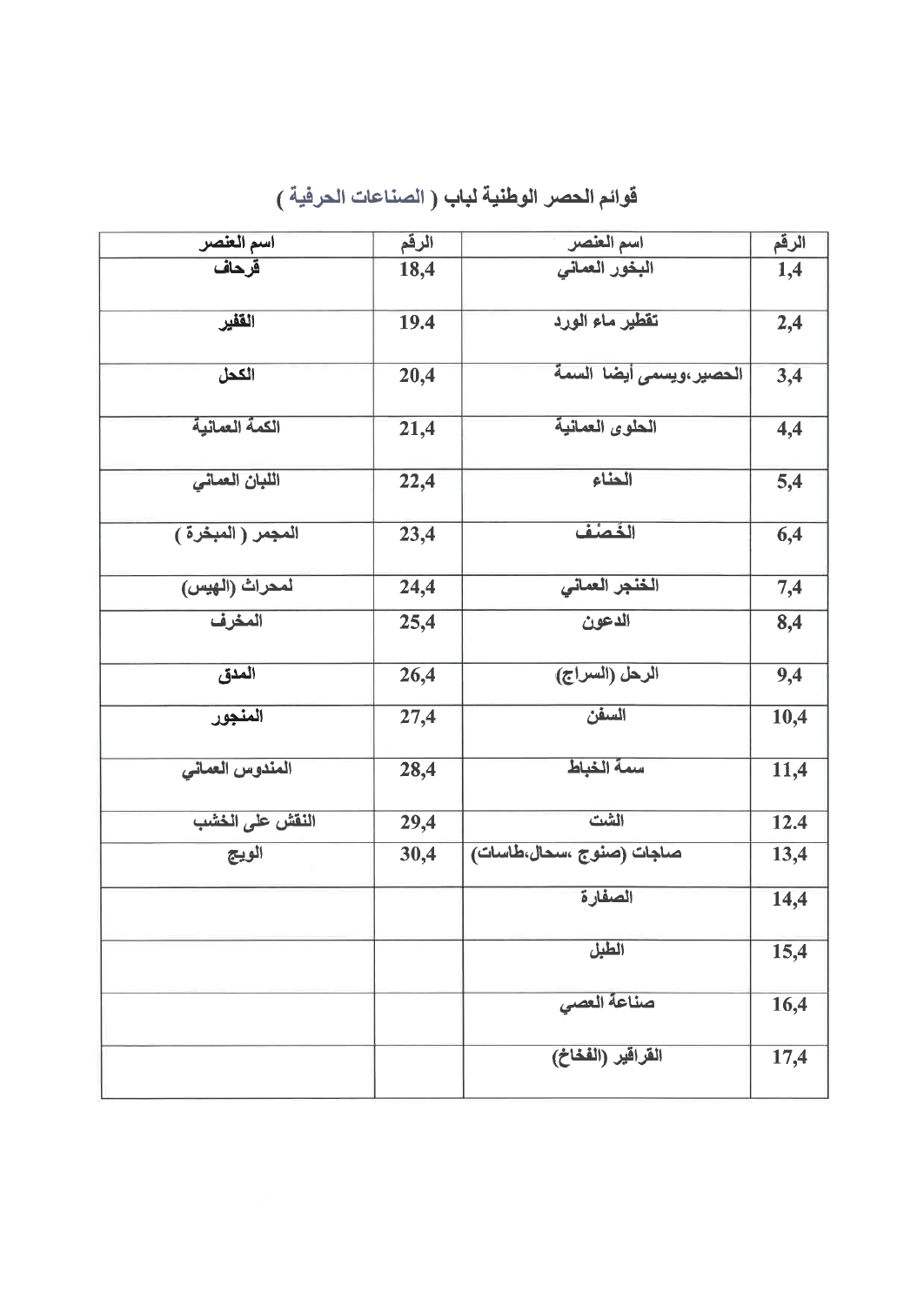# قوائم الحصر الوطنية لباب ( الصناعات الحرفية )

| الرقم | اسم العنصر | الرقم | اسم العنصر |
|---|---|---|---|
| 1,4 | البخور العماني | 18,4 | قرحاف |
| 2,4 | تقطير ماء الورد | 19.4 | القفير |
| 3,4 | الحصير،ويسمى أيضا السمة | 20,4 | الكحل |
| 4,4 | الحلوى العمانية | 21,4 | الكمة العمانية |
| 5,4 | الحناء | 22,4 | اللبان العماني |
| 6,4 | الخَصْف | 23,4 | المجمر ( المبخرة ) |
| 7,4 | الخنجر العماني | 24,4 | لمحراث (الهيس) |
| 8,4 | الدعون | 25,4 | المخرف |
| 9,4 | الرحل (السراج) | 26,4 | المدق |
| 10,4 | السفن | 27,4 | المنجور |
| 11,4 | سمة الخباط | 28,4 | المندوس العماني |
| 12.4 | الشت | 29,4 | النقش على الخشب |
| 13,4 | صاجات (صنوج ،سحال،طاسات) | 30,4 | الويج |
| 14,4 | الصفارة | | |
| 15,4 | الطبل | | |
| 16,4 | صناعة العصي | | |
| 17,4 | القراقير (الفخاخ) | | |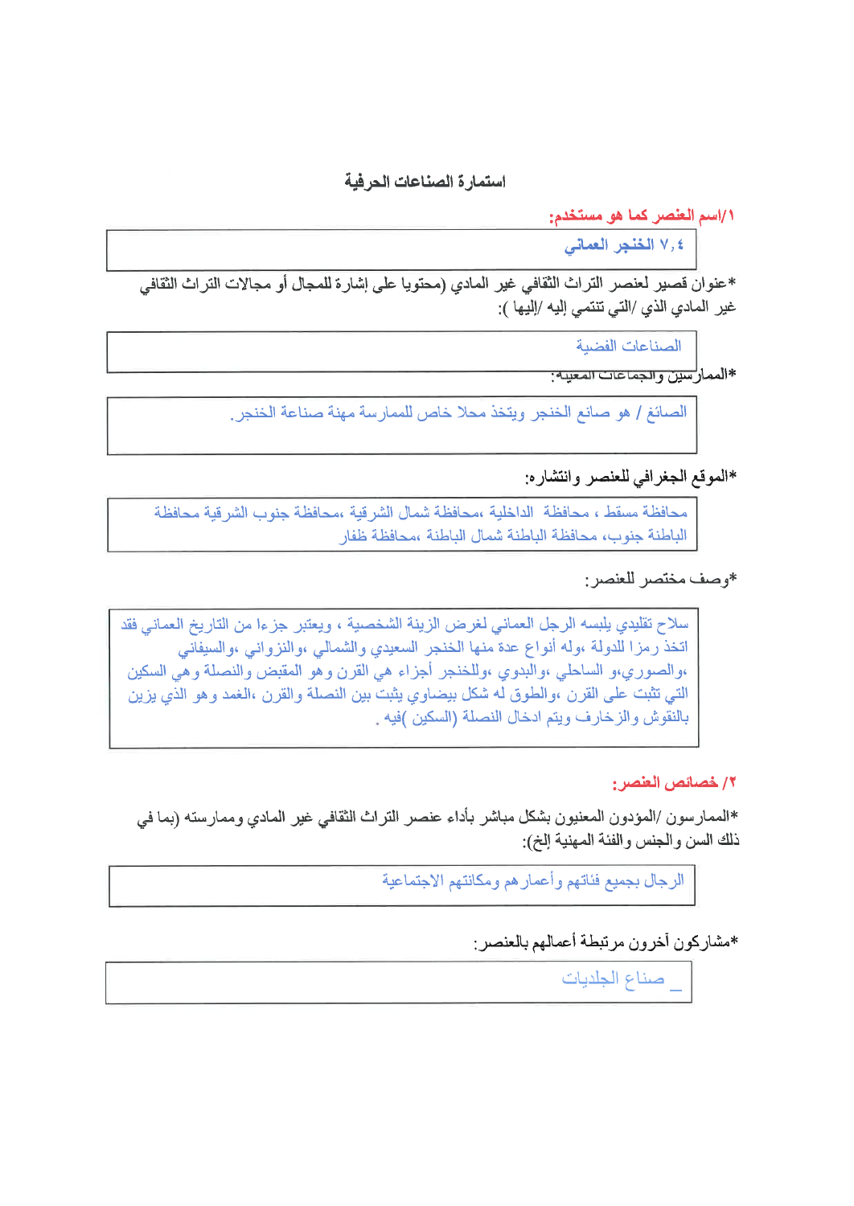## استمارة الصناعات الحرفية

**١/اسم العنصر كما هو مستخدم:**

٧,٤ الخنجر العماني

*عنوان قصير لعنصر التراث الثقافي غير المادي (محتويا على إشارة للمجال أو مجالات التراث الثقافي غير المادي الذي /التي تنتمي إليه /إليها ):

الصناعات الفضية

*الممارسين والجماعات المعنية:

الصائغ / هو صانع الخنجر ويتخذ محلا خاص للممارسة مهنة صناعة الخنجر.

*الموقع الجغرافي للعنصر وانتشاره:

محافظة مسقط ، محافظة الداخلية ،محافظة شمال الشرقية ،محافظة جنوب الشرقية محافظة الباطنة جنوب، محافظة الباطنة شمال الباطنة ،محافظة ظفار

*وصف مختصر للعنصر:

سلاح تقليدي يلبسه الرجل العماني لغرض الزينة الشخصية ، ويعتبر جزءا من التاريخ العماني فقد اتخذ رمزا للدولة ،وله أنواع عدة منها الخنجر السعيدي والشمالي ،والنزواني ،والسيفاني ،والصوري،و الساحلي ،والبدوي ،وللخنجر أجزاء هي القرن وهو المقبض والنصلة وهي السكين التي تثبت على القرن ،والطوق له شكل بيضاوي يثبت بين النصلة والقرن ،الغمد وهو الذي يزين بالنقوش والزخارف ويتم ادخال النصلة (السكين )فيه .

**٢/ خصائص العنصر:**

*الممارسون /المؤدون المعنيون بشكل مباشر بأداء عنصر التراث الثقافي غير المادي وممارسته (بما في ذلك السن والجنس والفئة المهنية إلخ):

الرجال بجميع فئاتهم وأعمارهم ومكانتهم الاجتماعية

*مشاركون آخرون مرتبطة أعمالهم بالعنصر:

_ صناع الجلديات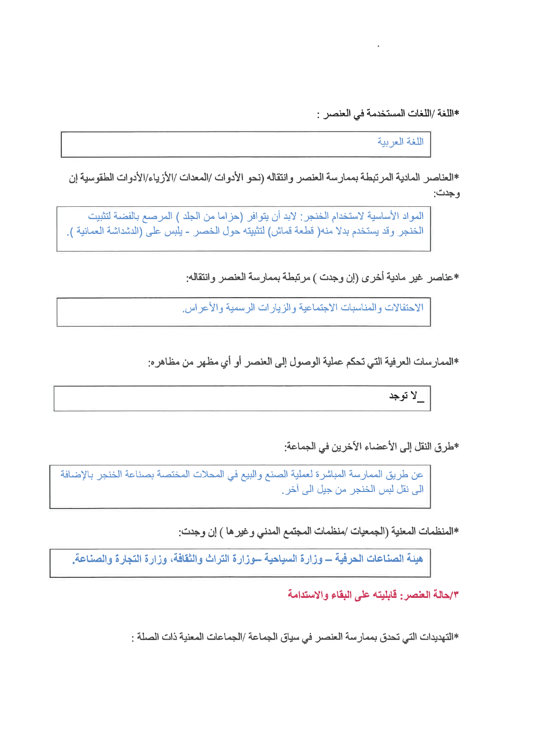*اللغة /اللغات المستخدمة في العنصر :

اللغة العربية

*العناصر المادية المرتبطة بممارسة العنصر وانتقاله (نحو الأدوات /المعدات /الأزياء/الأدوات الطقوسية إن وجدت:

المواد الأساسية لاستخدام الخنجر: لابد أن يتوافر (حزاما من الجلد ) المرصع بالفضة لتثبيت الخنجر وقد يستخدم بدلا منه( قطعة قماش) لتثبيته حول الخصر - يلبس على (الدشداشة العمانية ).

*عناصر غير مادية أخرى (إن وجدت ) مرتبطة بممارسة العنصر وانتقاله:

الاحتفالات والمناسبات الاجتماعية والزيارات الرسمية والأعراس.

*الممارسات العرفية التي تحكم عملية الوصول إلى العنصر أو أي مظهر من مظاهره:

_لا توجد

*طرق النقل إلى الأعضاء الآخرين في الجماعة:

عن طريق الممارسة المباشرة لعملية الصنع والبيع في المحلات المختصة بصناعة الخنجر بالإضافة الى نقل لبس الخنجر من جيل الى آخر.

*المنظمات المعنية (الجمعيات /منظمات المجتمع المدني وغيرها ) إن وجدت:

**هيئة الصناعات الحرفية – وزارة السياحية –وزارة التراث والثقافة، وزارة التجارة والصناعة.**

**٣/حالة العنصر: قابليته على البقاء والاستدامة**

*التهديدات التي تحدق بممارسة العنصر في سياق الجماعة /الجماعات المعنية ذات الصلة :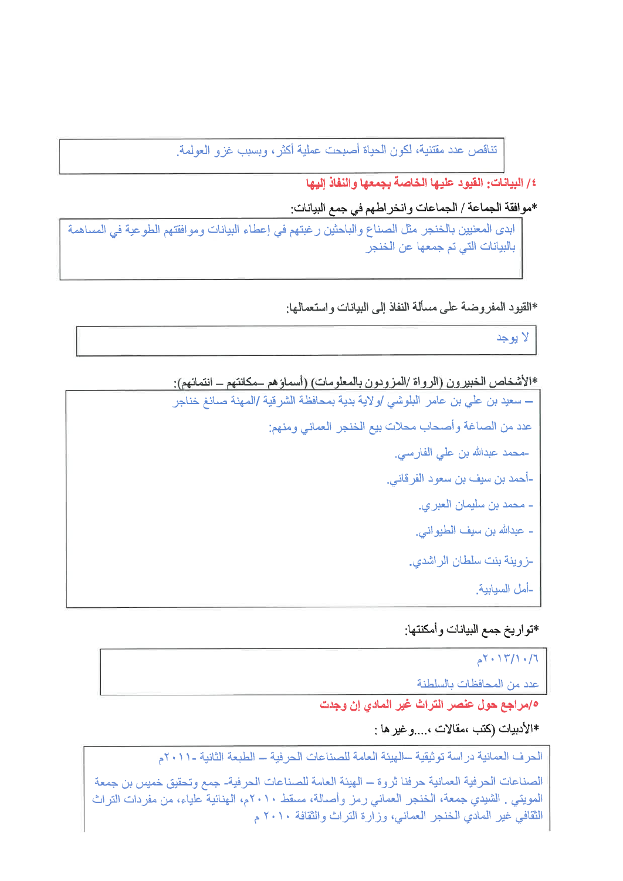تناقص عدد مقتنية، لكون الحياة أصبحت عملية أكثر، وبسبب غزو العولمة.

## ٤/ البيانات: القيود عليها الخاصة بجمعها والنفاذ إليها

*موافقة الجماعة / الجماعات وانخراطهم في جمع البيانات:

ابدى المعنيين بالخنجر مثل الصناع والباحثين رغبتهم في إعطاء البيانات وموافقتهم الطوعية في المساهمة بالبيانات التي تم جمعها عن الخنجر

*القيود المفروضة على مسألة النفاذ إلى البيانات واستعمالها:

لا يوجد

*الأشخاص الخبيرون (الرواة /المزودون بالمعلومات) (أسماؤهم –مكانتهم – انتماءهم):

– سعيد بن علي بن عامر البلوشي /ولاية بدية بمحافظة الشرقية /المهنة صائغ خناجر

عدد من الصاغة وأصحاب محلات بيع الخنجر العماني ومنهم:

-محمد عبدالله بن علي الفارسي.

-أحمد بن سيف بن سعود الفرقاني.

- محمد بن سليمان العبري.

- عبداله بن سيف الطيواني.

-زوينة بنت سلطان الراشدي.

-أمل السيابية.

*تواريخ جمع البيانات وأمكنتها:

٢٠١٣/١٠/٦م

عدد من المحافظات بالسلطنة

## ٥/مراجع حول عنصر التراث غير المادي إن وجدت

*الأدبيات (كتب ،مقالات ،....وغيرها :

الحرف العمانية دراسة توثيقية –الهيئة العامة للصناعات الحرفية – الطبعة الثانية -٢٠١١م

الصناعات الحرفية العمانية حرفنا ثروة – الهيئة العامة للصناعات الحرفية- جمع وتحقيق خميس بن جمعة المويتي . الشيدي جمعة، الخنجر العماني رمز وأصالة، مسقط ٢٠١٠م، الهنائية علياء، من مفردات التراث الثقافي غير المادي الخنجر العماني، وزارة التراث والثقافة ٢٠١٠ م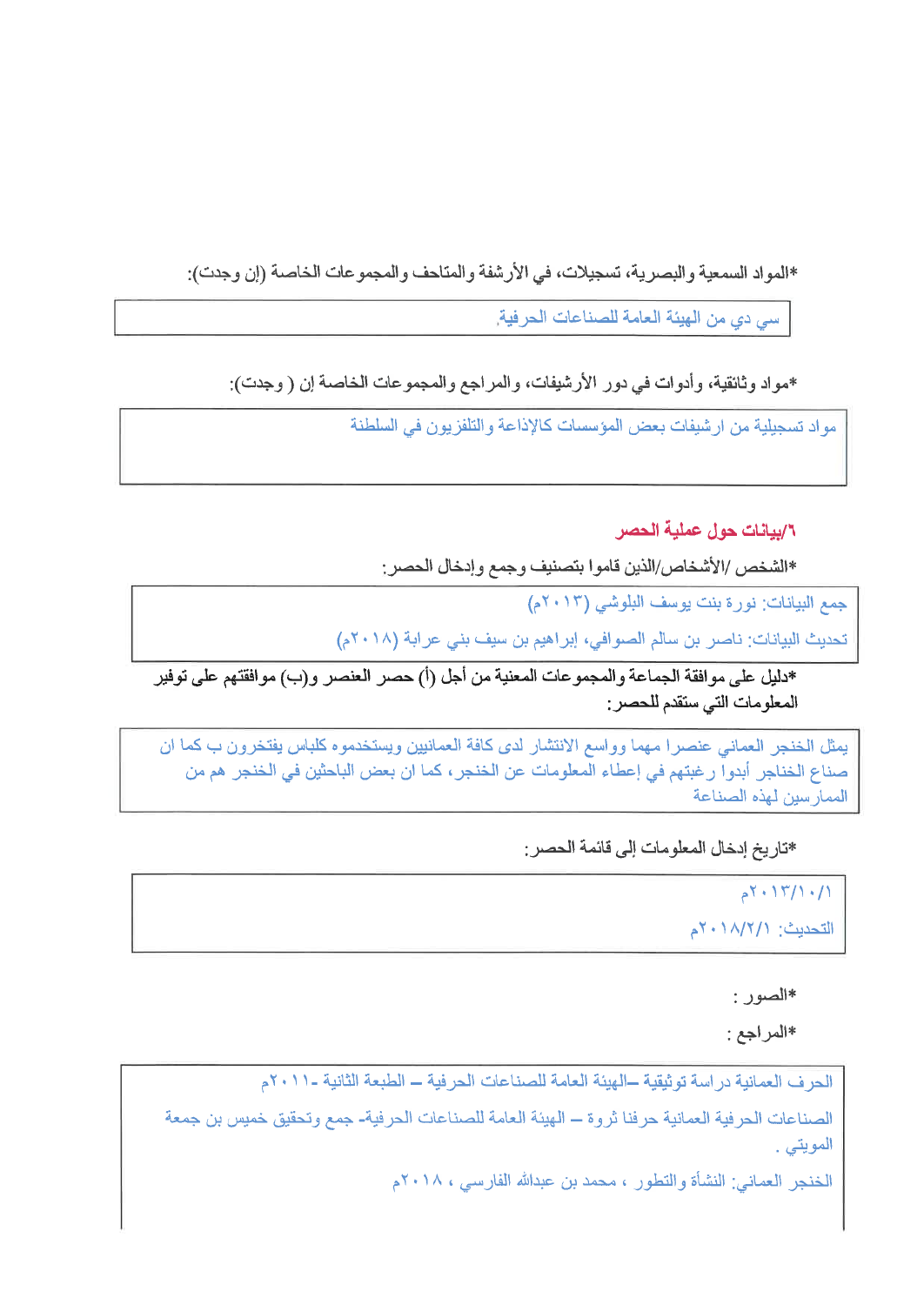*المواد السمعية والبصرية، تسجيلات، في الأرشفة والمتاحف والمجموعات الخاصة (إن وجدت):

سي دي من الهيئة العامة للصناعات الحرفية.

*مواد وثائقية، وأدوات في دور الأرشيفات، والمراجع والمجموعات الخاصة إن ( وجدت):

مواد تسجيلية من ارشيفات بعض المؤسسات كالإذاعة والتلفزيون في السلطنة

## ٦/بيانات حول عملية الحصر

*الشخص /الأشخاص/الذين قاموا بتصنيف وجمع وإدخال الحصر:

جمع البيانات: نورة بنت يوسف البلوشي (٢٠١٣م)

تحديث البيانات: ناصر بن سالم الصوافي، إبراهيم بن سيف بني عرابة (٢٠١٨م)

*دليل على موافقة الجماعة والمجموعات المعنية من أجل (أ) حصر العنصر و(ب) موافقتهم على توفير المعلومات التي ستقدم للحصر:

يمثل الخنجر العماني عنصرا مهما وواسع الانتشار لدى كافة العمانيين ويستخدموه كلباس يفتخرون ب كما ان صناع الخناجر أبدوا رغبتهم في إعطاء المعلومات عن الخنجر، كما ان بعض الباحثين في الخنجر هم من الممارسين لهذه الصناعة

*تاريخ إدخال المعلومات إلى قائمة الحصر:

٢٠١٣/١٠/١م

التحديث: ٢٠١٨/٢/١م

*الصور :

*المراجع :

الحرف العمانية دراسة توثيقية –الهيئة العامة للصناعات الحرفية – الطبعة الثانية -٢٠١١م

الصناعات الحرفية العمانية حرفنا ثروة – الهيئة العامة للصناعات الحرفية- جمع وتحقيق خميس بن جمعة المويتي .

الخنجر العماني: النشأة والتطور ، محمد بن عبدالله الفارسي ، ٢٠١٨م